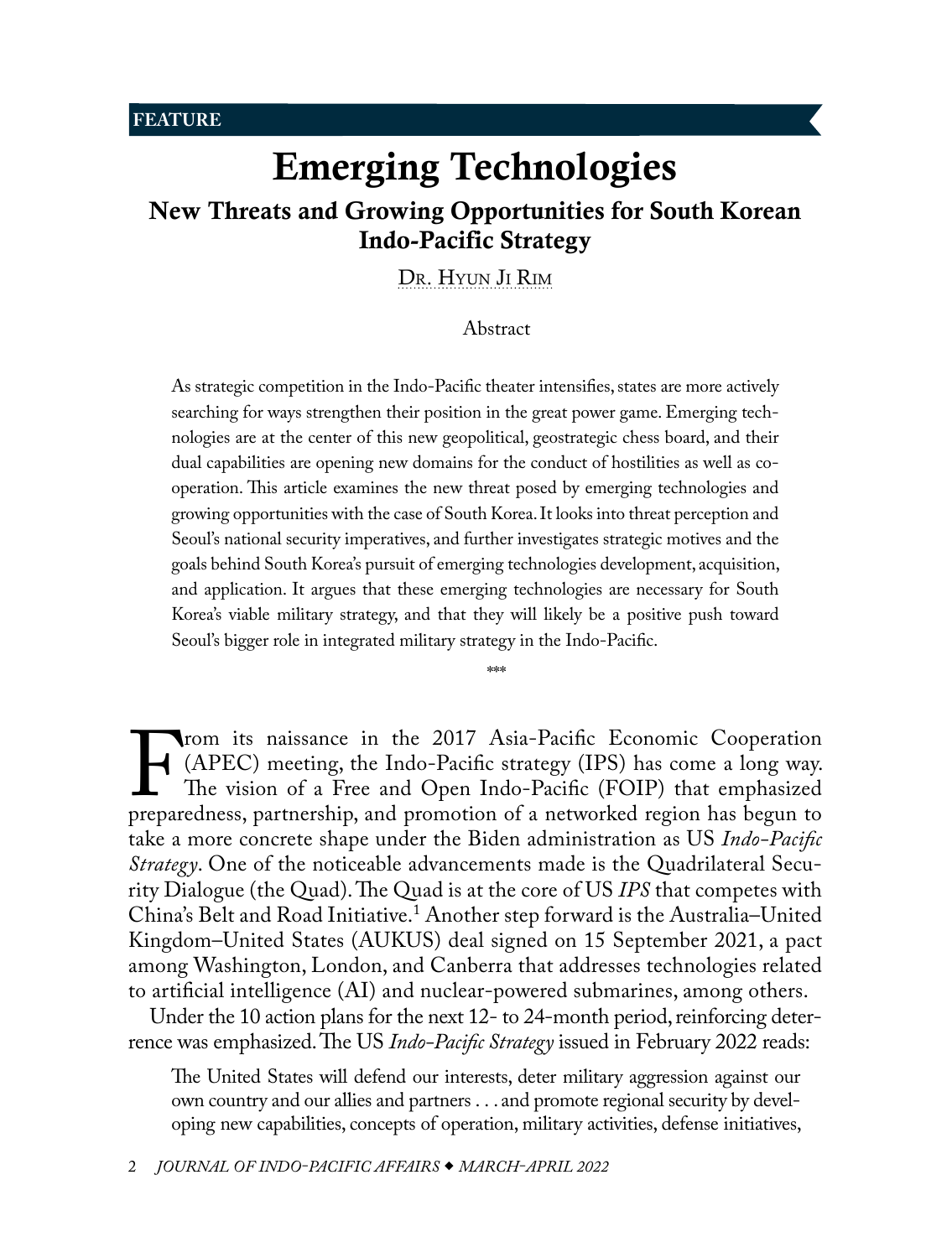FEATURE

# Emerging Technologies

## New Threats and Growing Opportunities for South Korean Indo-Pacific Strategy

Dr. Hyun Ji Rim

### Abstract

As strategic competition in the Indo-Pacific theater intensifies, states are more actively searching for ways strengthen their position in the great power game. Emerging technologies are at the center of this new geopolitical, geostrategic chess board, and their dual capabilities are opening new domains for the conduct of hostilities as well as cooperation. This article examines the new threat posed by emerging technologies and growing opportunities with the case of South Korea. It looks into threat perception and Seoul's national security imperatives, and further investigates strategic motives and the goals behind South Korea's pursuit of emerging technologies development, acquisition, and application. It argues that these emerging technologies are necessary for South Korea's viable military strategy, and that they will likely be a positive push toward Seoul's bigger role in integrated military strategy in the Indo-Pacific.

\*\*\*

From its naissance in the 2017 Asia-Pacific Economic Cooperation (APEC) meeting, the Indo-Pacific strategy (IPS) has come a long way. The vision of a Free and Open Indo-Pacific (FOIP) that emphasized preparedness, partnership, and promotion of a networked region has begun to take a more concrete shape under the Biden administration as US *Indo-Pacific Strategy*. One of the noticeable advancements made is the Quadrilateral Security Dialogue (the Quad). The Quad is at the core of US *IPS* that competes with China's Belt and Road Initiative.[1] Another step forward is the Australia–United Kingdom–United States (AUKUS) deal signed on 15 September 2021, a pact among Washington, London, and Canberra that addresses technologies related to artificial intelligence (AI) and nuclear-powered submarines, among others.

Under the 10 action plans for the next 12- to 24-month period, reinforcing deterrence was emphasized. The US *Indo-Pacific Strategy* issued in February 2022 reads:

> The United States will defend our interests, deter military aggression against our own country and our allies and partners . . . and promote regional security by developing new capabilities, concepts of operation, military activities, defense initiatives,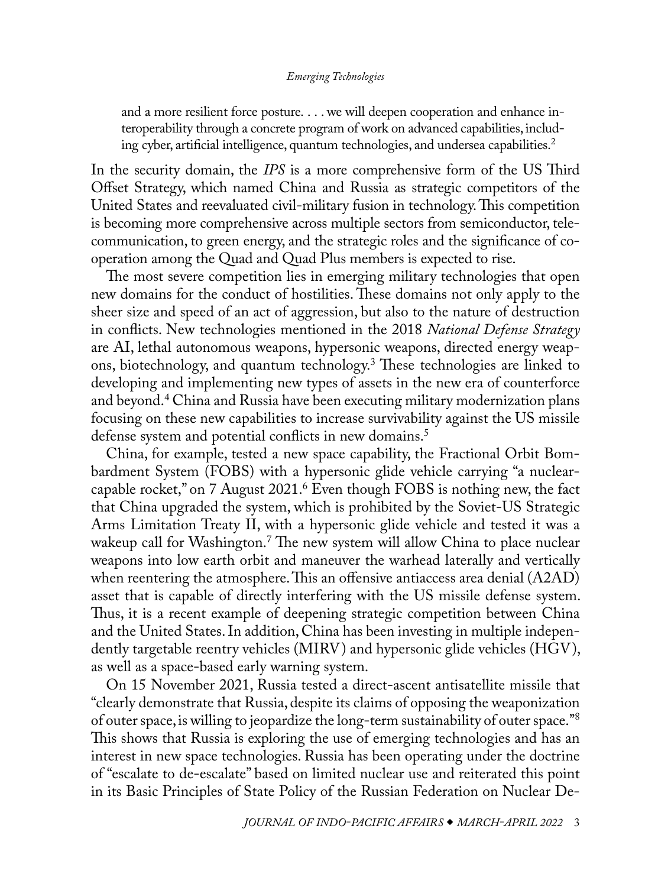> and a more resilient force posture. . . . we will deepen cooperation and enhance interoperability through a concrete program of work on advanced capabilities, including cyber, artificial intelligence, quantum technologies, and undersea capabilities.[2]

In the security domain, the *IPS* is a more comprehensive form of the US Third Offset Strategy, which named China and Russia as strategic competitors of the United States and reevaluated civil-military fusion in technology. This competition is becoming more comprehensive across multiple sectors from semiconductor, telecommunication, to green energy, and the strategic roles and the significance of cooperation among the Quad and Quad Plus members is expected to rise.

The most severe competition lies in emerging military technologies that open new domains for the conduct of hostilities. These domains not only apply to the sheer size and speed of an act of aggression, but also to the nature of destruction in conflicts. New technologies mentioned in the 2018 *National Defense Strategy* are AI, lethal autonomous weapons, hypersonic weapons, directed energy weapons, biotechnology, and quantum technology.[3] These technologies are linked to developing and implementing new types of assets in the new era of counterforce and beyond.[4] China and Russia have been executing military modernization plans focusing on these new capabilities to increase survivability against the US missile defense system and potential conflicts in new domains.[5]

China, for example, tested a new space capability, the Fractional Orbit Bombardment System (FOBS) with a hypersonic glide vehicle carrying "a nuclear-capable rocket," on 7 August 2021.[6] Even though FOBS is nothing new, the fact that China upgraded the system, which is prohibited by the Soviet-US Strategic Arms Limitation Treaty II, with a hypersonic glide vehicle and tested it was a wakeup call for Washington.[7] The new system will allow China to place nuclear weapons into low earth orbit and maneuver the warhead laterally and vertically when reentering the atmosphere. This an offensive antiaccess area denial (A2AD) asset that is capable of directly interfering with the US missile defense system. Thus, it is a recent example of deepening strategic competition between China and the United States. In addition, China has been investing in multiple independently targetable reentry vehicles (MIRV) and hypersonic glide vehicles (HGV), as well as a space-based early warning system.

On 15 November 2021, Russia tested a direct-ascent antisatellite missile that "clearly demonstrate that Russia, despite its claims of opposing the weaponization of outer space, is willing to jeopardize the long-term sustainability of outer space."[8] This shows that Russia is exploring the use of emerging technologies and has an interest in new space technologies. Russia has been operating under the doctrine of "escalate to de-escalate" based on limited nuclear use and reiterated this point in its Basic Principles of State Policy of the Russian Federation on Nuclear De-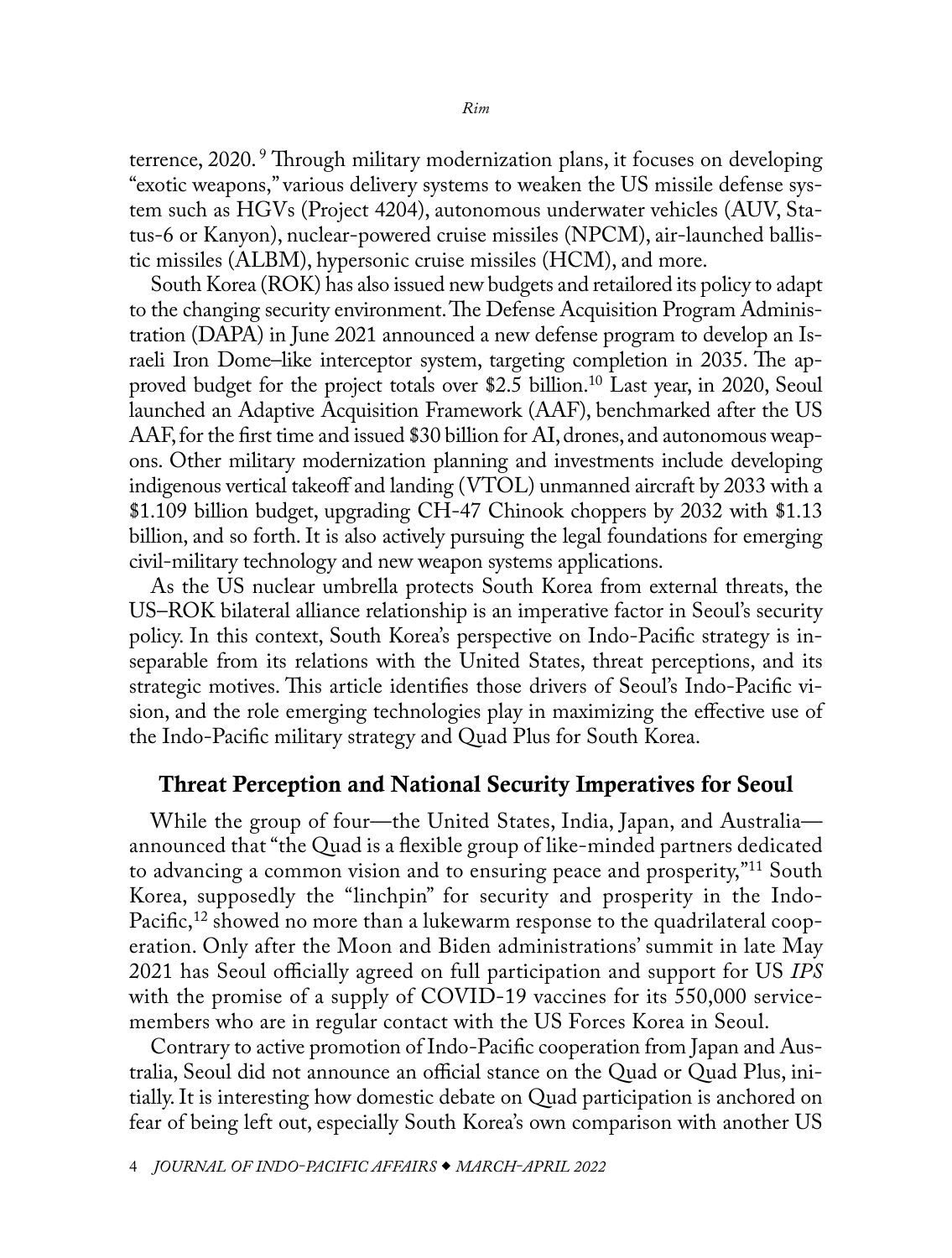terrence, 2020.[9] Through military modernization plans, it focuses on developing "exotic weapons," various delivery systems to weaken the US missile defense system such as HGVs (Project 4204), autonomous underwater vehicles (AUV, Status-6 or Kanyon), nuclear-powered cruise missiles (NPCM), air-launched ballistic missiles (ALBM), hypersonic cruise missiles (HCM), and more.

South Korea (ROK) has also issued new budgets and retailored its policy to adapt to the changing security environment. The Defense Acquisition Program Administration (DAPA) in June 2021 announced a new defense program to develop an Israeli Iron Dome–like interceptor system, targeting completion in 2035. The approved budget for the project totals over $2.5 billion.[10] Last year, in 2020, Seoul launched an Adaptive Acquisition Framework (AAF), benchmarked after the US AAF, for the first time and issued $30 billion for AI, drones, and autonomous weapons. Other military modernization planning and investments include developing indigenous vertical takeoff and landing (VTOL) unmanned aircraft by 2033 with a $1.109 billion budget, upgrading CH-47 Chinook choppers by 2032 with $1.13 billion, and so forth. It is also actively pursuing the legal foundations for emerging civil-military technology and new weapon systems applications.

As the US nuclear umbrella protects South Korea from external threats, the US–ROK bilateral alliance relationship is an imperative factor in Seoul's security policy. In this context, South Korea's perspective on Indo-Pacific strategy is inseparable from its relations with the United States, threat perceptions, and its strategic motives. This article identifies those drivers of Seoul's Indo-Pacific vision, and the role emerging technologies play in maximizing the effective use of the Indo-Pacific military strategy and Quad Plus for South Korea.

## Threat Perception and National Security Imperatives for Seoul

While the group of four—the United States, India, Japan, and Australia—announced that "the Quad is a flexible group of like-minded partners dedicated to advancing a common vision and to ensuring peace and prosperity,"[11] South Korea, supposedly the "linchpin" for security and prosperity in the Indo-Pacific,[12] showed no more than a lukewarm response to the quadrilateral cooperation. Only after the Moon and Biden administrations' summit in late May 2021 has Seoul officially agreed on full participation and support for US *IPS* with the promise of a supply of COVID-19 vaccines for its 550,000 servicemembers who are in regular contact with the US Forces Korea in Seoul.

Contrary to active promotion of Indo-Pacific cooperation from Japan and Australia, Seoul did not announce an official stance on the Quad or Quad Plus, initially. It is interesting how domestic debate on Quad participation is anchored on fear of being left out, especially South Korea's own comparison with another US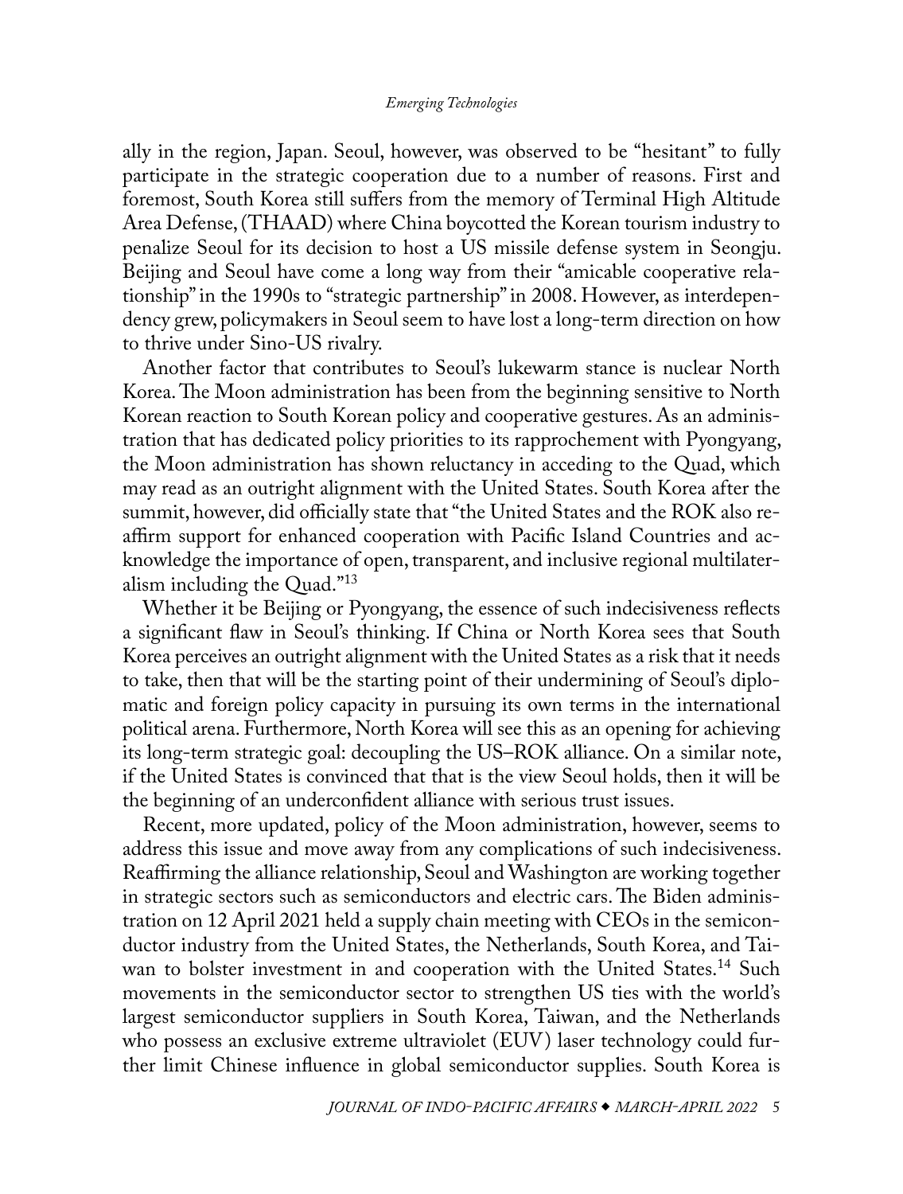ally in the region, Japan. Seoul, however, was observed to be "hesitant" to fully participate in the strategic cooperation due to a number of reasons. First and foremost, South Korea still suffers from the memory of Terminal High Altitude Area Defense, (THAAD) where China boycotted the Korean tourism industry to penalize Seoul for its decision to host a US missile defense system in Seongju. Beijing and Seoul have come a long way from their "amicable cooperative relationship" in the 1990s to "strategic partnership" in 2008. However, as interdependency grew, policymakers in Seoul seem to have lost a long-term direction on how to thrive under Sino-US rivalry.

Another factor that contributes to Seoul's lukewarm stance is nuclear North Korea. The Moon administration has been from the beginning sensitive to North Korean reaction to South Korean policy and cooperative gestures. As an administration that has dedicated policy priorities to its rapprochement with Pyongyang, the Moon administration has shown reluctancy in acceding to the Quad, which may read as an outright alignment with the United States. South Korea after the summit, however, did officially state that "the United States and the ROK also reaffirm support for enhanced cooperation with Pacific Island Countries and acknowledge the importance of open, transparent, and inclusive regional multilateralism including the Quad."[13]

Whether it be Beijing or Pyongyang, the essence of such indecisiveness reflects a significant flaw in Seoul's thinking. If China or North Korea sees that South Korea perceives an outright alignment with the United States as a risk that it needs to take, then that will be the starting point of their undermining of Seoul's diplomatic and foreign policy capacity in pursuing its own terms in the international political arena. Furthermore, North Korea will see this as an opening for achieving its long-term strategic goal: decoupling the US–ROK alliance. On a similar note, if the United States is convinced that that is the view Seoul holds, then it will be the beginning of an underconfident alliance with serious trust issues.

Recent, more updated, policy of the Moon administration, however, seems to address this issue and move away from any complications of such indecisiveness. Reaffirming the alliance relationship, Seoul and Washington are working together in strategic sectors such as semiconductors and electric cars. The Biden administration on 12 April 2021 held a supply chain meeting with CEOs in the semiconductor industry from the United States, the Netherlands, South Korea, and Taiwan to bolster investment in and cooperation with the United States.[14] Such movements in the semiconductor sector to strengthen US ties with the world's largest semiconductor suppliers in South Korea, Taiwan, and the Netherlands who possess an exclusive extreme ultraviolet (EUV) laser technology could further limit Chinese influence in global semiconductor supplies. South Korea is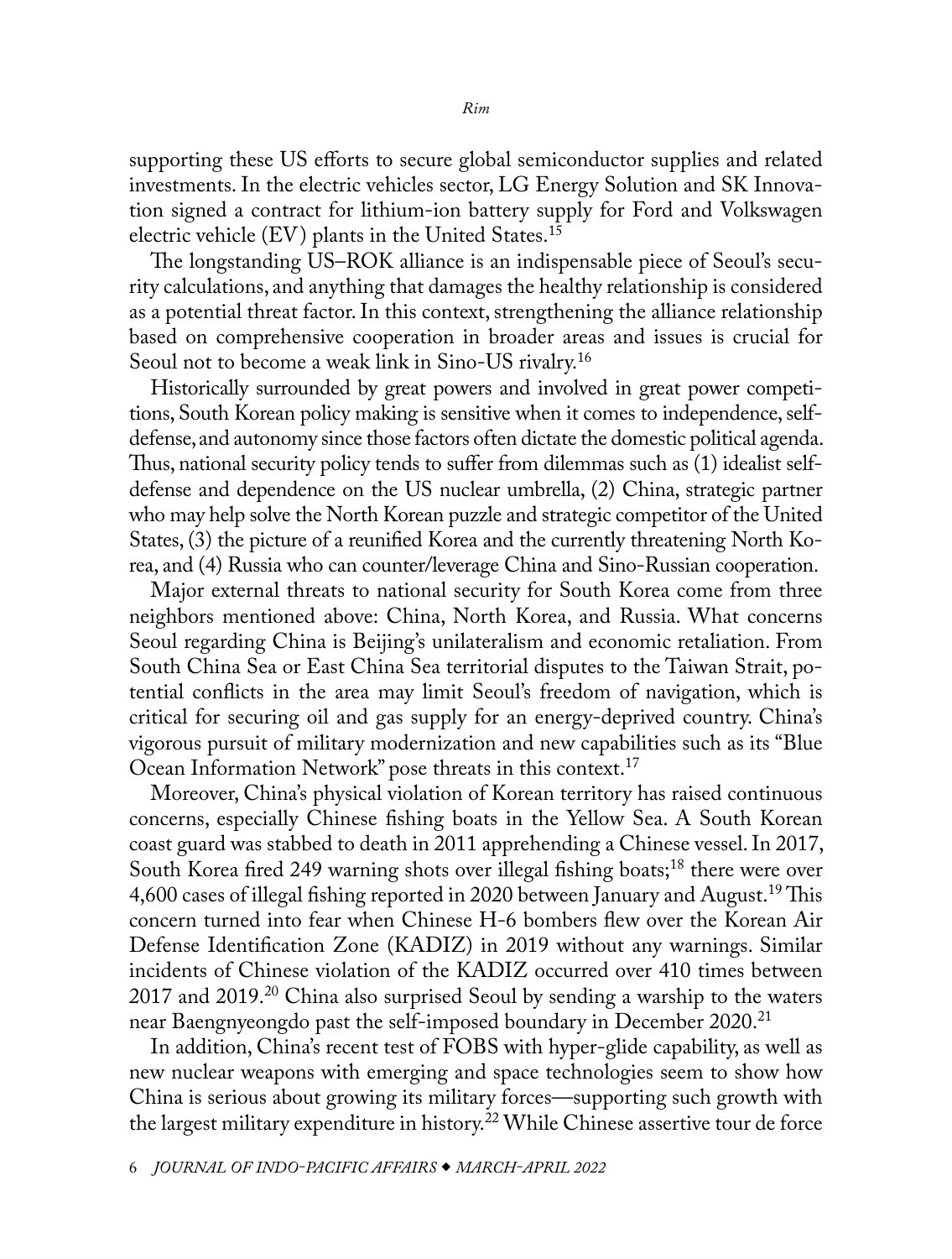supporting these US efforts to secure global semiconductor supplies and related investments. In the electric vehicles sector, LG Energy Solution and SK Innovation signed a contract for lithium-ion battery supply for Ford and Volkswagen electric vehicle (EV) plants in the United States.[15]

The longstanding US–ROK alliance is an indispensable piece of Seoul's security calculations, and anything that damages the healthy relationship is considered as a potential threat factor. In this context, strengthening the alliance relationship based on comprehensive cooperation in broader areas and issues is crucial for Seoul not to become a weak link in Sino-US rivalry.[16]

Historically surrounded by great powers and involved in great power competitions, South Korean policy making is sensitive when it comes to independence, self-defense, and autonomy since those factors often dictate the domestic political agenda. Thus, national security policy tends to suffer from dilemmas such as (1) idealist self-defense and dependence on the US nuclear umbrella, (2) China, strategic partner who may help solve the North Korean puzzle and strategic competitor of the United States, (3) the picture of a reunified Korea and the currently threatening North Korea, and (4) Russia who can counter/leverage China and Sino-Russian cooperation.

Major external threats to national security for South Korea come from three neighbors mentioned above: China, North Korea, and Russia. What concerns Seoul regarding China is Beijing's unilateralism and economic retaliation. From South China Sea or East China Sea territorial disputes to the Taiwan Strait, potential conflicts in the area may limit Seoul's freedom of navigation, which is critical for securing oil and gas supply for an energy-deprived country. China's vigorous pursuit of military modernization and new capabilities such as its "Blue Ocean Information Network" pose threats in this context.[17]

Moreover, China's physical violation of Korean territory has raised continuous concerns, especially Chinese fishing boats in the Yellow Sea. A South Korean coast guard was stabbed to death in 2011 apprehending a Chinese vessel. In 2017, South Korea fired 249 warning shots over illegal fishing boats;[18] there were over 4,600 cases of illegal fishing reported in 2020 between January and August.[19] This concern turned into fear when Chinese H-6 bombers flew over the Korean Air Defense Identification Zone (KADIZ) in 2019 without any warnings. Similar incidents of Chinese violation of the KADIZ occurred over 410 times between 2017 and 2019.[20] China also surprised Seoul by sending a warship to the waters near Baengnyeongdo past the self-imposed boundary in December 2020.[21]

In addition, China's recent test of FOBS with hyper-glide capability, as well as new nuclear weapons with emerging and space technologies seem to show how China is serious about growing its military forces—supporting such growth with the largest military expenditure in history.[22] While Chinese assertive tour de force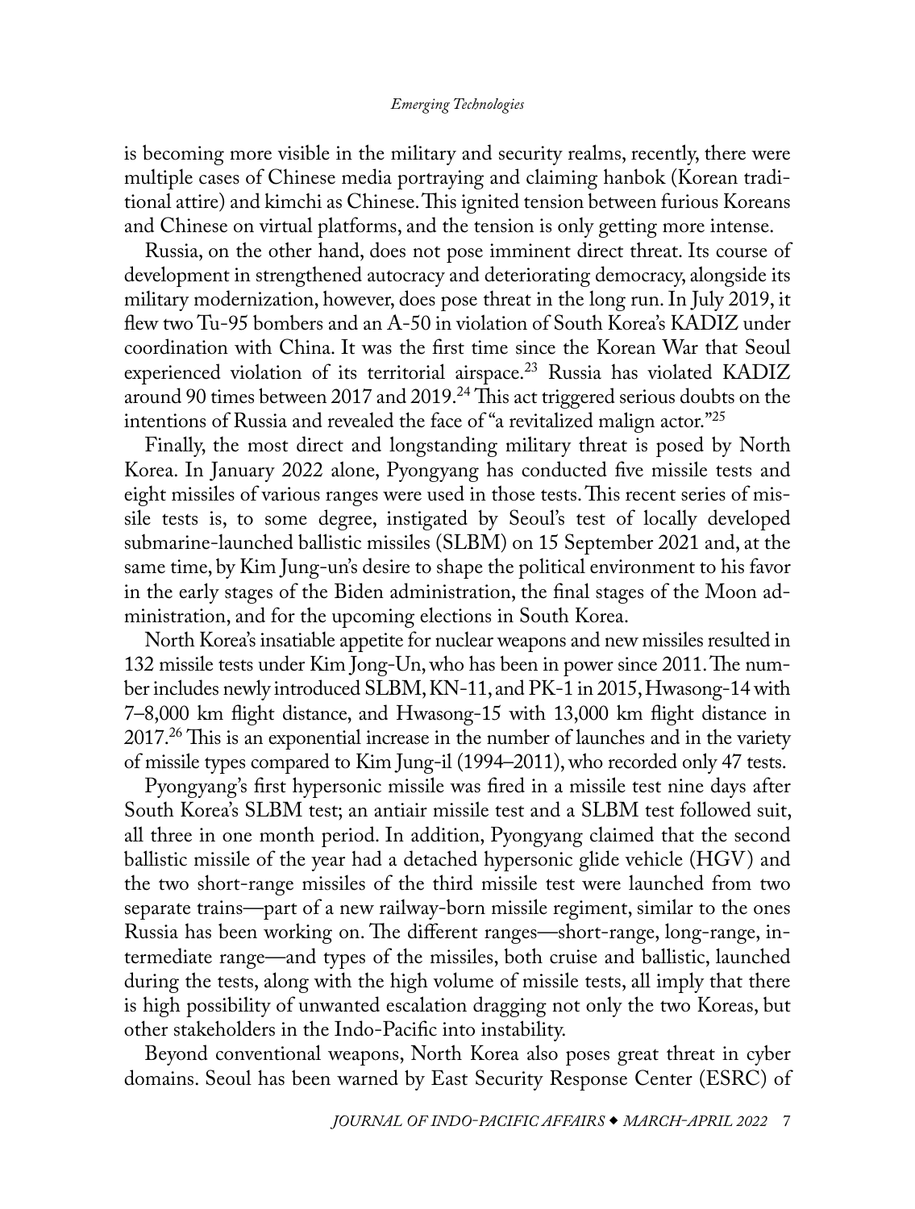is becoming more visible in the military and security realms, recently, there were multiple cases of Chinese media portraying and claiming hanbok (Korean traditional attire) and kimchi as Chinese. This ignited tension between furious Koreans and Chinese on virtual platforms, and the tension is only getting more intense.

Russia, on the other hand, does not pose imminent direct threat. Its course of development in strengthened autocracy and deteriorating democracy, alongside its military modernization, however, does pose threat in the long run. In July 2019, it flew two Tu-95 bombers and an A-50 in violation of South Korea's KADIZ under coordination with China. It was the first time since the Korean War that Seoul experienced violation of its territorial airspace.[23] Russia has violated KADIZ around 90 times between 2017 and 2019.[24] This act triggered serious doubts on the intentions of Russia and revealed the face of "a revitalized malign actor."[25]

Finally, the most direct and longstanding military threat is posed by North Korea. In January 2022 alone, Pyongyang has conducted five missile tests and eight missiles of various ranges were used in those tests. This recent series of missile tests is, to some degree, instigated by Seoul's test of locally developed submarine-launched ballistic missiles (SLBM) on 15 September 2021 and, at the same time, by Kim Jung-un's desire to shape the political environment to his favor in the early stages of the Biden administration, the final stages of the Moon administration, and for the upcoming elections in South Korea.

North Korea's insatiable appetite for nuclear weapons and new missiles resulted in 132 missile tests under Kim Jong-Un, who has been in power since 2011. The number includes newly introduced SLBM, KN-11, and PK-1 in 2015, Hwasong-14 with 7–8,000 km flight distance, and Hwasong-15 with 13,000 km flight distance in 2017.[26] This is an exponential increase in the number of launches and in the variety of missile types compared to Kim Jung-il (1994–2011), who recorded only 47 tests.

Pyongyang's first hypersonic missile was fired in a missile test nine days after South Korea's SLBM test; an antiair missile test and a SLBM test followed suit, all three in one month period. In addition, Pyongyang claimed that the second ballistic missile of the year had a detached hypersonic glide vehicle (HGV) and the two short-range missiles of the third missile test were launched from two separate trains—part of a new railway-born missile regiment, similar to the ones Russia has been working on. The different ranges—short-range, long-range, intermediate range—and types of the missiles, both cruise and ballistic, launched during the tests, along with the high volume of missile tests, all imply that there is high possibility of unwanted escalation dragging not only the two Koreas, but other stakeholders in the Indo-Pacific into instability.

Beyond conventional weapons, North Korea also poses great threat in cyber domains. Seoul has been warned by East Security Response Center (ESRC) of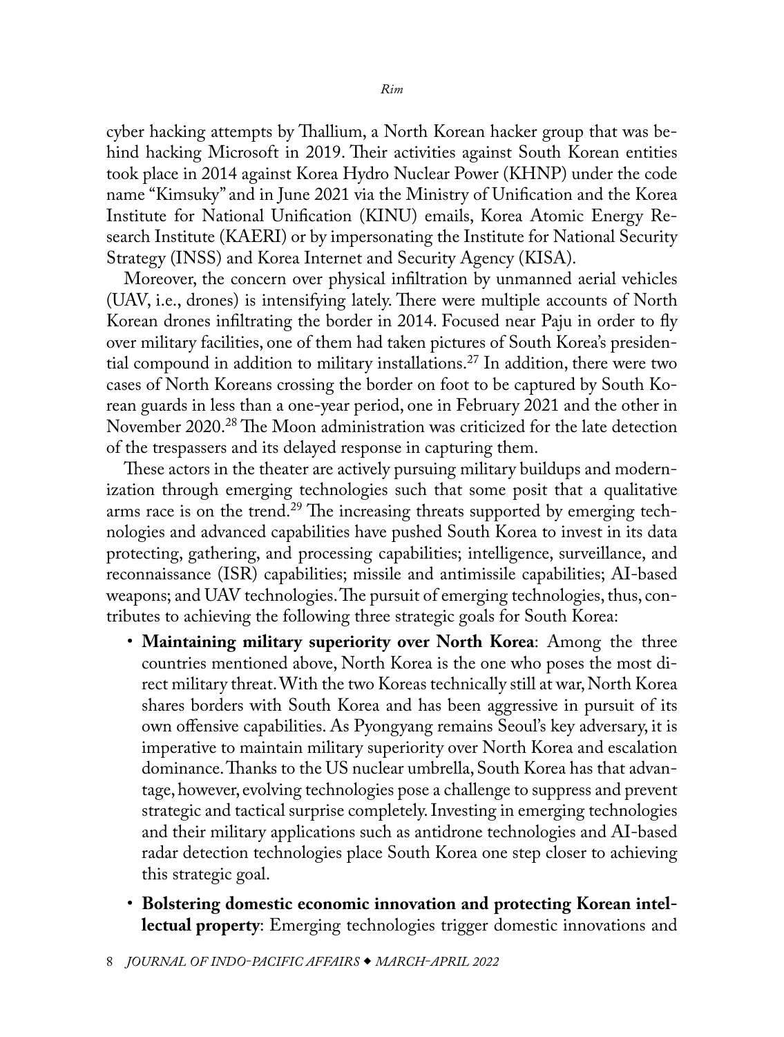cyber hacking attempts by Thallium, a North Korean hacker group that was behind hacking Microsoft in 2019. Their activities against South Korean entities took place in 2014 against Korea Hydro Nuclear Power (KHNP) under the code name "Kimsuky" and in June 2021 via the Ministry of Unification and the Korea Institute for National Unification (KINU) emails, Korea Atomic Energy Research Institute (KAERI) or by impersonating the Institute for National Security Strategy (INSS) and Korea Internet and Security Agency (KISA).

Moreover, the concern over physical infiltration by unmanned aerial vehicles (UAV, i.e., drones) is intensifying lately. There were multiple accounts of North Korean drones infiltrating the border in 2014. Focused near Paju in order to fly over military facilities, one of them had taken pictures of South Korea's presidential compound in addition to military installations.[27] In addition, there were two cases of North Koreans crossing the border on foot to be captured by South Korean guards in less than a one-year period, one in February 2021 and the other in November 2020.[28] The Moon administration was criticized for the late detection of the trespassers and its delayed response in capturing them.

These actors in the theater are actively pursuing military buildups and modernization through emerging technologies such that some posit that a qualitative arms race is on the trend.[29] The increasing threats supported by emerging technologies and advanced capabilities have pushed South Korea to invest in its data protecting, gathering, and processing capabilities; intelligence, surveillance, and reconnaissance (ISR) capabilities; missile and antimissile capabilities; AI-based weapons; and UAV technologies. The pursuit of emerging technologies, thus, contributes to achieving the following three strategic goals for South Korea:

- **Maintaining military superiority over North Korea**: Among the three countries mentioned above, North Korea is the one who poses the most direct military threat. With the two Koreas technically still at war, North Korea shares borders with South Korea and has been aggressive in pursuit of its own offensive capabilities. As Pyongyang remains Seoul's key adversary, it is imperative to maintain military superiority over North Korea and escalation dominance. Thanks to the US nuclear umbrella, South Korea has that advantage, however, evolving technologies pose a challenge to suppress and prevent strategic and tactical surprise completely. Investing in emerging technologies and their military applications such as antidrone technologies and AI-based radar detection technologies place South Korea one step closer to achieving this strategic goal.
- **Bolstering domestic economic innovation and protecting Korean intellectual property**: Emerging technologies trigger domestic innovations and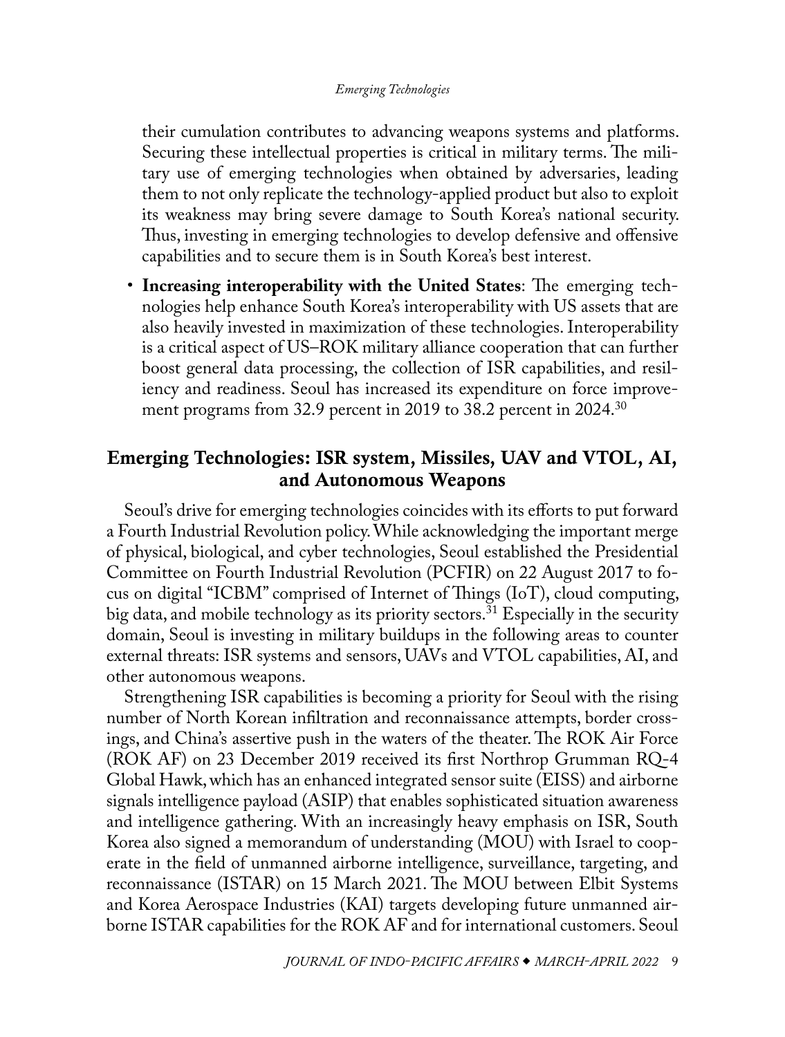their cumulation contributes to advancing weapons systems and platforms. Securing these intellectual properties is critical in military terms. The military use of emerging technologies when obtained by adversaries, leading them to not only replicate the technology-applied product but also to exploit its weakness may bring severe damage to South Korea's national security. Thus, investing in emerging technologies to develop defensive and offensive capabilities and to secure them is in South Korea's best interest.

- **Increasing interoperability with the United States**: The emerging technologies help enhance South Korea's interoperability with US assets that are also heavily invested in maximization of these technologies. Interoperability is a critical aspect of US–ROK military alliance cooperation that can further boost general data processing, the collection of ISR capabilities, and resiliency and readiness. Seoul has increased its expenditure on force improvement programs from 32.9 percent in 2019 to 38.2 percent in 2024.[30]

## Emerging Technologies: ISR system, Missiles, UAV and VTOL, AI, and Autonomous Weapons

Seoul's drive for emerging technologies coincides with its efforts to put forward a Fourth Industrial Revolution policy. While acknowledging the important merge of physical, biological, and cyber technologies, Seoul established the Presidential Committee on Fourth Industrial Revolution (PCFIR) on 22 August 2017 to focus on digital "ICBM" comprised of Internet of Things (IoT), cloud computing, big data, and mobile technology as its priority sectors.[31] Especially in the security domain, Seoul is investing in military buildups in the following areas to counter external threats: ISR systems and sensors, UAVs and VTOL capabilities, AI, and other autonomous weapons.

Strengthening ISR capabilities is becoming a priority for Seoul with the rising number of North Korean infiltration and reconnaissance attempts, border crossings, and China's assertive push in the waters of the theater. The ROK Air Force (ROK AF) on 23 December 2019 received its first Northrop Grumman RQ-4 Global Hawk, which has an enhanced integrated sensor suite (EISS) and airborne signals intelligence payload (ASIP) that enables sophisticated situation awareness and intelligence gathering. With an increasingly heavy emphasis on ISR, South Korea also signed a memorandum of understanding (MOU) with Israel to cooperate in the field of unmanned airborne intelligence, surveillance, targeting, and reconnaissance (ISTAR) on 15 March 2021. The MOU between Elbit Systems and Korea Aerospace Industries (KAI) targets developing future unmanned airborne ISTAR capabilities for the ROK AF and for international customers. Seoul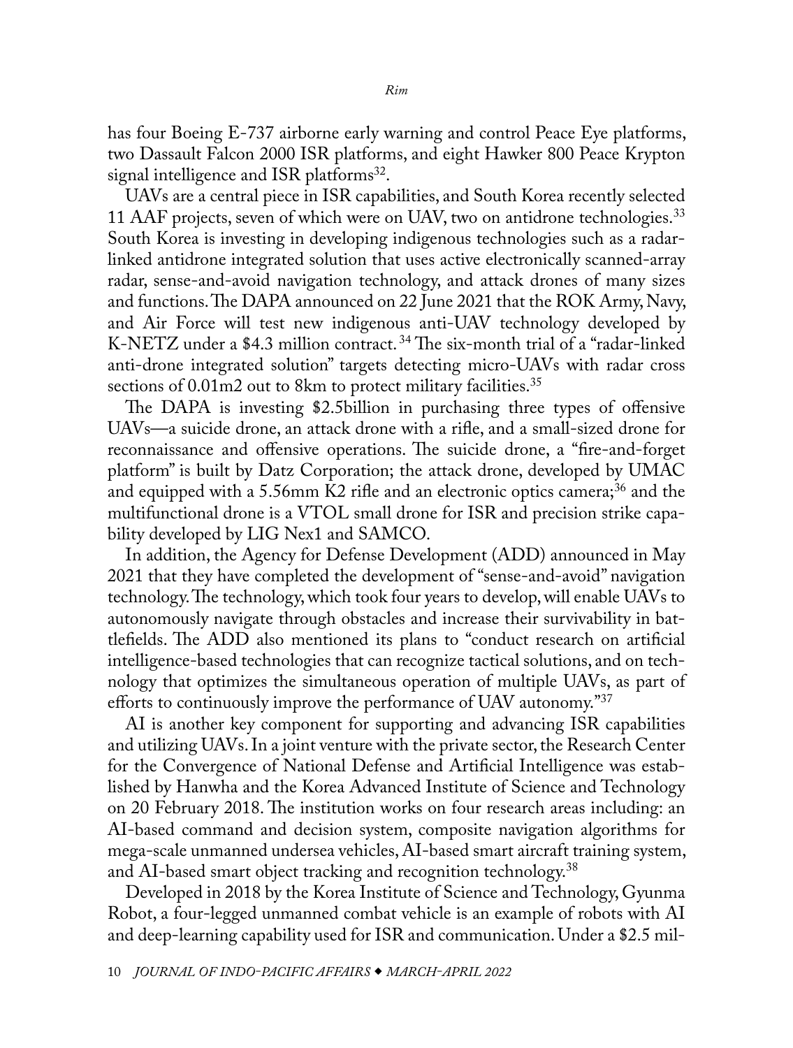has four Boeing E-737 airborne early warning and control Peace Eye platforms, two Dassault Falcon 2000 ISR platforms, and eight Hawker 800 Peace Krypton signal intelligence and ISR platforms[32].

UAVs are a central piece in ISR capabilities, and South Korea recently selected 11 AAF projects, seven of which were on UAV, two on antidrone technologies.[33] South Korea is investing in developing indigenous technologies such as a radar-linked antidrone integrated solution that uses active electronically scanned-array radar, sense-and-avoid navigation technology, and attack drones of many sizes and functions. The DAPA announced on 22 June 2021 that the ROK Army, Navy, and Air Force will test new indigenous anti-UAV technology developed by K-NETZ under a $4.3 million contract. [34] The six-month trial of a "radar-linked anti-drone integrated solution" targets detecting micro-UAVs with radar cross sections of 0.01m2 out to 8km to protect military facilities.[35]

The DAPA is investing $2.5billion in purchasing three types of offensive UAVs—a suicide drone, an attack drone with a rifle, and a small-sized drone for reconnaissance and offensive operations. The suicide drone, a "fire-and-forget platform" is built by Datz Corporation; the attack drone, developed by UMAC and equipped with a 5.56mm K2 rifle and an electronic optics camera;[36] and the multifunctional drone is a VTOL small drone for ISR and precision strike capability developed by LIG Nex1 and SAMCO.

In addition, the Agency for Defense Development (ADD) announced in May 2021 that they have completed the development of "sense-and-avoid" navigation technology. The technology, which took four years to develop, will enable UAVs to autonomously navigate through obstacles and increase their survivability in battlefields. The ADD also mentioned its plans to "conduct research on artificial intelligence-based technologies that can recognize tactical solutions, and on technology that optimizes the simultaneous operation of multiple UAVs, as part of efforts to continuously improve the performance of UAV autonomy."[37]

AI is another key component for supporting and advancing ISR capabilities and utilizing UAVs. In a joint venture with the private sector, the Research Center for the Convergence of National Defense and Artificial Intelligence was established by Hanwha and the Korea Advanced Institute of Science and Technology on 20 February 2018. The institution works on four research areas including: an AI-based command and decision system, composite navigation algorithms for mega-scale unmanned undersea vehicles, AI-based smart aircraft training system, and AI-based smart object tracking and recognition technology.[38]

Developed in 2018 by the Korea Institute of Science and Technology, Gyunma Robot, a four-legged unmanned combat vehicle is an example of robots with AI and deep-learning capability used for ISR and communication. Under a $2.5 mil-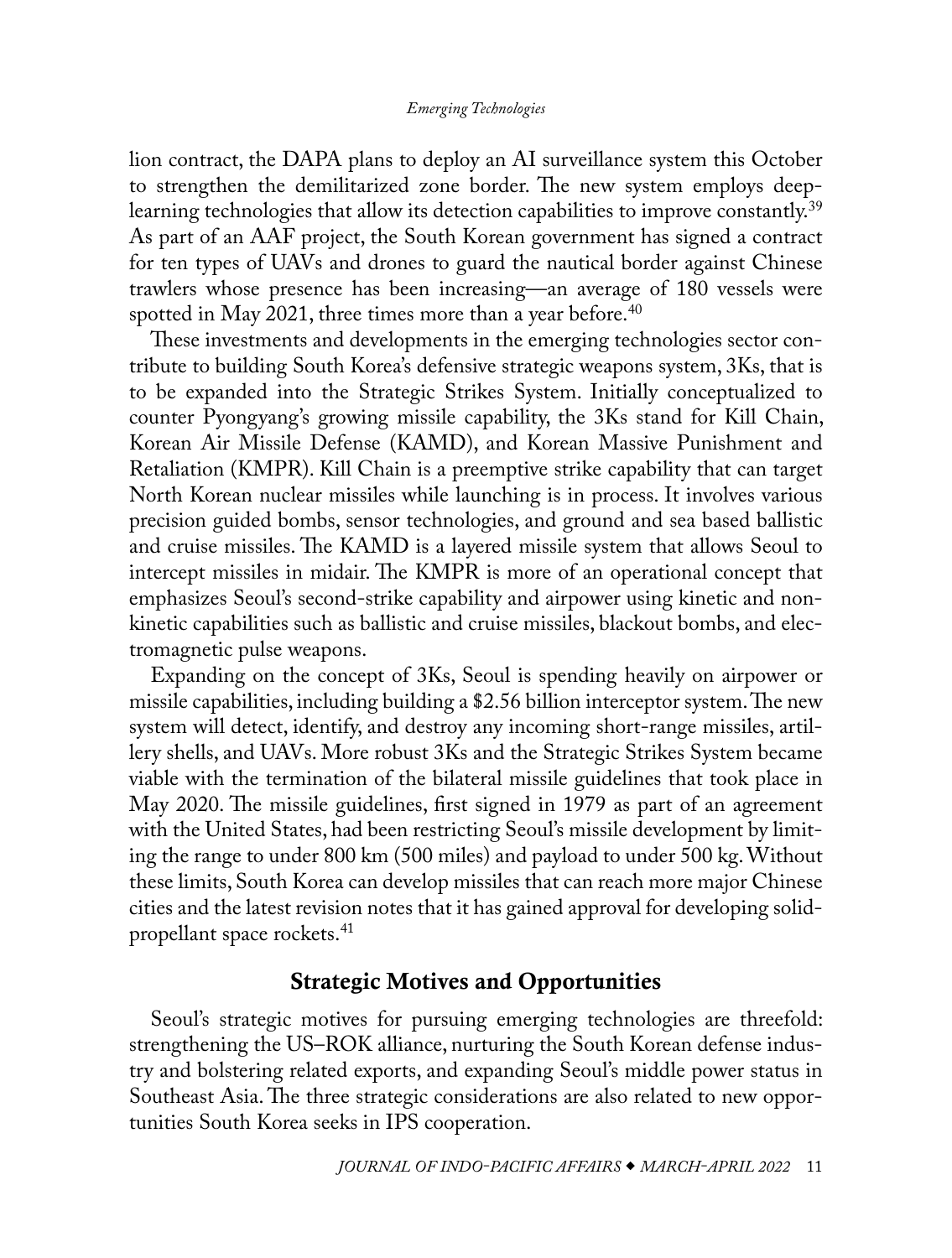lion contract, the DAPA plans to deploy an AI surveillance system this October to strengthen the demilitarized zone border. The new system employs deep-learning technologies that allow its detection capabilities to improve constantly.[39] As part of an AAF project, the South Korean government has signed a contract for ten types of UAVs and drones to guard the nautical border against Chinese trawlers whose presence has been increasing—an average of 180 vessels were spotted in May 2021, three times more than a year before.[40]

These investments and developments in the emerging technologies sector contribute to building South Korea's defensive strategic weapons system, 3Ks, that is to be expanded into the Strategic Strikes System. Initially conceptualized to counter Pyongyang's growing missile capability, the 3Ks stand for Kill Chain, Korean Air Missile Defense (KAMD), and Korean Massive Punishment and Retaliation (KMPR). Kill Chain is a preemptive strike capability that can target North Korean nuclear missiles while launching is in process. It involves various precision guided bombs, sensor technologies, and ground and sea based ballistic and cruise missiles. The KAMD is a layered missile system that allows Seoul to intercept missiles in midair. The KMPR is more of an operational concept that emphasizes Seoul's second-strike capability and airpower using kinetic and nonkinetic capabilities such as ballistic and cruise missiles, blackout bombs, and electromagnetic pulse weapons.

Expanding on the concept of 3Ks, Seoul is spending heavily on airpower or missile capabilities, including building a $2.56 billion interceptor system. The new system will detect, identify, and destroy any incoming short-range missiles, artillery shells, and UAVs. More robust 3Ks and the Strategic Strikes System became viable with the termination of the bilateral missile guidelines that took place in May 2020. The missile guidelines, first signed in 1979 as part of an agreement with the United States, had been restricting Seoul's missile development by limiting the range to under 800 km (500 miles) and payload to under 500 kg. Without these limits, South Korea can develop missiles that can reach more major Chinese cities and the latest revision notes that it has gained approval for developing solid-propellant space rockets.[41]

## Strategic Motives and Opportunities

Seoul's strategic motives for pursuing emerging technologies are threefold: strengthening the US–ROK alliance, nurturing the South Korean defense industry and bolstering related exports, and expanding Seoul's middle power status in Southeast Asia. The three strategic considerations are also related to new opportunities South Korea seeks in IPS cooperation.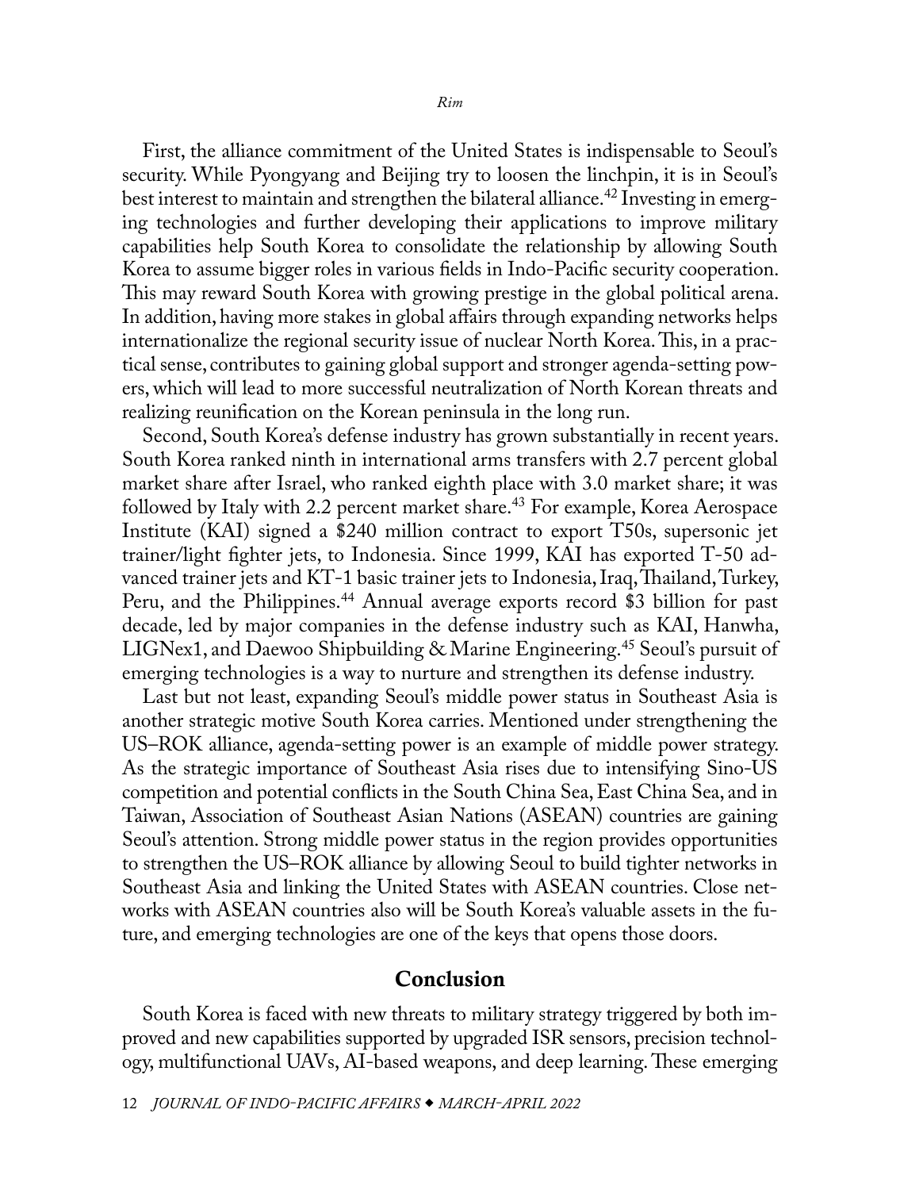First, the alliance commitment of the United States is indispensable to Seoul's security. While Pyongyang and Beijing try to loosen the linchpin, it is in Seoul's best interest to maintain and strengthen the bilateral alliance.[42] Investing in emerging technologies and further developing their applications to improve military capabilities help South Korea to consolidate the relationship by allowing South Korea to assume bigger roles in various fields in Indo-Pacific security cooperation. This may reward South Korea with growing prestige in the global political arena. In addition, having more stakes in global affairs through expanding networks helps internationalize the regional security issue of nuclear North Korea. This, in a practical sense, contributes to gaining global support and stronger agenda-setting powers, which will lead to more successful neutralization of North Korean threats and realizing reunification on the Korean peninsula in the long run.

Second, South Korea's defense industry has grown substantially in recent years. South Korea ranked ninth in international arms transfers with 2.7 percent global market share after Israel, who ranked eighth place with 3.0 market share; it was followed by Italy with 2.2 percent market share.[43] For example, Korea Aerospace Institute (KAI) signed a $240 million contract to export T50s, supersonic jet trainer/light fighter jets, to Indonesia. Since 1999, KAI has exported T-50 advanced trainer jets and KT-1 basic trainer jets to Indonesia, Iraq, Thailand, Turkey, Peru, and the Philippines.[44] Annual average exports record $3 billion for past decade, led by major companies in the defense industry such as KAI, Hanwha, LIGNex1, and Daewoo Shipbuilding & Marine Engineering.[45] Seoul's pursuit of emerging technologies is a way to nurture and strengthen its defense industry.

Last but not least, expanding Seoul's middle power status in Southeast Asia is another strategic motive South Korea carries. Mentioned under strengthening the US–ROK alliance, agenda-setting power is an example of middle power strategy. As the strategic importance of Southeast Asia rises due to intensifying Sino-US competition and potential conflicts in the South China Sea, East China Sea, and in Taiwan, Association of Southeast Asian Nations (ASEAN) countries are gaining Seoul's attention. Strong middle power status in the region provides opportunities to strengthen the US–ROK alliance by allowing Seoul to build tighter networks in Southeast Asia and linking the United States with ASEAN countries. Close networks with ASEAN countries also will be South Korea's valuable assets in the future, and emerging technologies are one of the keys that opens those doors.

## Conclusion

South Korea is faced with new threats to military strategy triggered by both improved and new capabilities supported by upgraded ISR sensors, precision technology, multifunctional UAVs, AI-based weapons, and deep learning. These emerging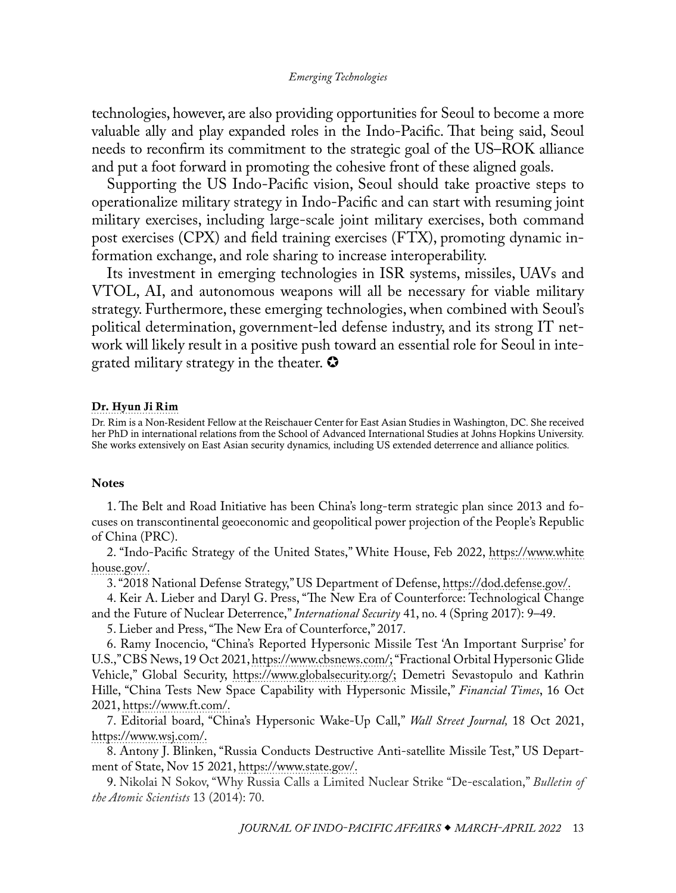technologies, however, are also providing opportunities for Seoul to become a more valuable ally and play expanded roles in the Indo-Pacific. That being said, Seoul needs to reconfirm its commitment to the strategic goal of the US–ROK alliance and put a foot forward in promoting the cohesive front of these aligned goals.

Supporting the US Indo-Pacific vision, Seoul should take proactive steps to operationalize military strategy in Indo-Pacific and can start with resuming joint military exercises, including large-scale joint military exercises, both command post exercises (CPX) and field training exercises (FTX), promoting dynamic information exchange, and role sharing to increase interoperability.

Its investment in emerging technologies in ISR systems, missiles, UAVs and VTOL, AI, and autonomous weapons will all be necessary for viable military strategy. Furthermore, these emerging technologies, when combined with Seoul's political determination, government-led defense industry, and its strong IT network will likely result in a positive push toward an essential role for Seoul in integrated military strategy in the theater. ✪

**Dr. Hyun Ji Rim**

Dr. Rim is a Non-Resident Fellow at the Reischauer Center for East Asian Studies in Washington, DC. She received her PhD in international relations from the School of Advanced International Studies at Johns Hopkins University. She works extensively on East Asian security dynamics, including US extended deterrence and alliance politics.

**Notes**

1. The Belt and Road Initiative has been China's long-term strategic plan since 2013 and focuses on transcontinental geoeconomic and geopolitical power projection of the People's Republic of China (PRC).

2. "Indo-Pacific Strategy of the United States," White House, Feb 2022, https://www.whitehouse.gov/.

3. "2018 National Defense Strategy," US Department of Defense, https://dod.defense.gov/.

4. Keir A. Lieber and Daryl G. Press, "The New Era of Counterforce: Technological Change and the Future of Nuclear Deterrence," *International Security* 41, no. 4 (Spring 2017): 9–49.

5. Lieber and Press, "The New Era of Counterforce," 2017.

6. Ramy Inocencio, "China's Reported Hypersonic Missile Test 'An Important Surprise' for U.S.," CBS News, 19 Oct 2021, https://www.cbsnews.com/; "Fractional Orbital Hypersonic Glide Vehicle," Global Security, https://www.globalsecurity.org/; Demetri Sevastopulo and Kathrin Hille, "China Tests New Space Capability with Hypersonic Missile," *Financial Times*, 16 Oct 2021, https://www.ft.com/.

7. Editorial board, "China's Hypersonic Wake-Up Call," *Wall Street Journal,* 18 Oct 2021, https://www.wsj.com/.

8. Antony J. Blinken, "Russia Conducts Destructive Anti-satellite Missile Test," US Department of State, Nov 15 2021, https://www.state.gov/.

9. Nikolai N Sokov, "Why Russia Calls a Limited Nuclear Strike "De-escalation," *Bulletin of the Atomic Scientists* 13 (2014): 70.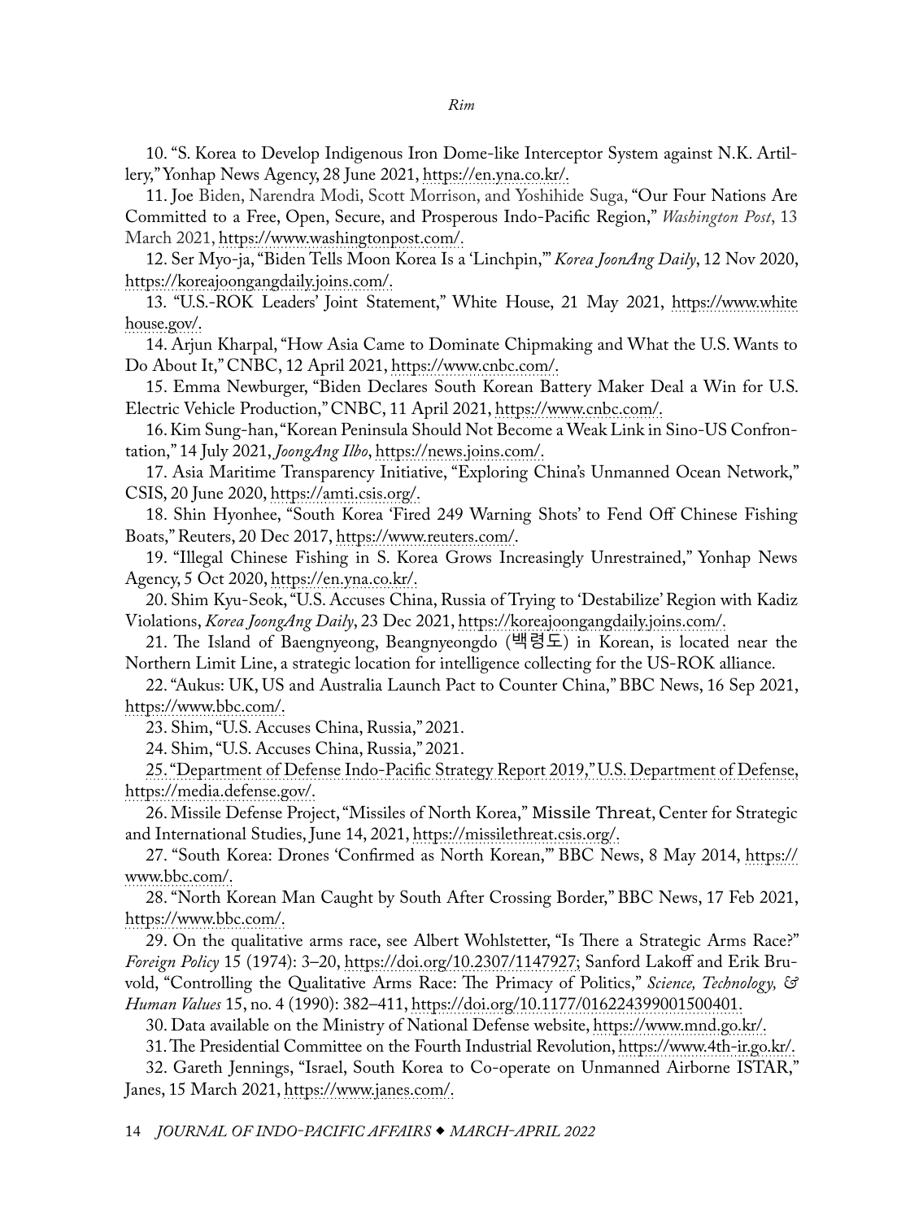10. "S. Korea to Develop Indigenous Iron Dome-like Interceptor System against N.K. Artillery," Yonhap News Agency, 28 June 2021, https://en.yna.co.kr/.

11. Joe Biden, Narendra Modi, Scott Morrison, and Yoshihide Suga, "Our Four Nations Are Committed to a Free, Open, Secure, and Prosperous Indo-Pacific Region," *Washington Post*, 13 March 2021, https://www.washingtonpost.com/.

12. Ser Myo-ja, "Biden Tells Moon Korea Is a 'Linchpin,'" *Korea JoonAng Daily*, 12 Nov 2020, https://koreajoongangdaily.joins.com/.

13. "U.S.-ROK Leaders' Joint Statement," White House, 21 May 2021, https://www.whitehouse.gov/.

14. Arjun Kharpal, "How Asia Came to Dominate Chipmaking and What the U.S. Wants to Do About It," CNBC, 12 April 2021, https://www.cnbc.com/.

15. Emma Newburger, "Biden Declares South Korean Battery Maker Deal a Win for U.S. Electric Vehicle Production," CNBC, 11 April 2021, https://www.cnbc.com/.

16. Kim Sung-han, "Korean Peninsula Should Not Become a Weak Link in Sino-US Confrontation," 14 July 2021, *JoongAng Ilbo*, https://news.joins.com/.

17. Asia Maritime Transparency Initiative, "Exploring China's Unmanned Ocean Network," CSIS, 20 June 2020, https://amti.csis.org/.

18. Shin Hyonhee, "South Korea 'Fired 249 Warning Shots' to Fend Off Chinese Fishing Boats," Reuters, 20 Dec 2017, https://www.reuters.com/.

19. "Illegal Chinese Fishing in S. Korea Grows Increasingly Unrestrained," Yonhap News Agency, 5 Oct 2020, https://en.yna.co.kr/.

20. Shim Kyu-Seok, "U.S. Accuses China, Russia of Trying to 'Destabilize' Region with Kadiz Violations, *Korea JoongAng Daily*, 23 Dec 2021, https://koreajoongangdaily.joins.com/.

21. The Island of Baengnyeong, Beangnyeongdo (백령도) in Korean, is located near the Northern Limit Line, a strategic location for intelligence collecting for the US-ROK alliance.

22. "Aukus: UK, US and Australia Launch Pact to Counter China," BBC News, 16 Sep 2021, https://www.bbc.com/.

23. Shim, "U.S. Accuses China, Russia," 2021.

24. Shim, "U.S. Accuses China, Russia," 2021.

25. "Department of Defense Indo-Pacific Strategy Report 2019," U.S. Department of Defense, https://media.defense.gov/.

26. Missile Defense Project, "Missiles of North Korea," Missile Threat, Center for Strategic and International Studies, June 14, 2021, https://missilethreat.csis.org/.

27. "South Korea: Drones 'Confirmed as North Korean,'" BBC News, 8 May 2014, https://www.bbc.com/.

28. "North Korean Man Caught by South After Crossing Border," BBC News, 17 Feb 2021, https://www.bbc.com/.

29. On the qualitative arms race, see Albert Wohlstetter, "Is There a Strategic Arms Race?" *Foreign Policy* 15 (1974): 3–20, https://doi.org/10.2307/1147927; Sanford Lakoff and Erik Bruvold, "Controlling the Qualitative Arms Race: The Primacy of Politics," *Science, Technology, & Human Values* 15, no. 4 (1990): 382–411, https://doi.org/10.1177/016224399001500401.

30. Data available on the Ministry of National Defense website, https://www.mnd.go.kr/.

31. The Presidential Committee on the Fourth Industrial Revolution, https://www.4th-ir.go.kr/.

32. Gareth Jennings, "Israel, South Korea to Co-operate on Unmanned Airborne ISTAR," Janes, 15 March 2021, https://www.janes.com/.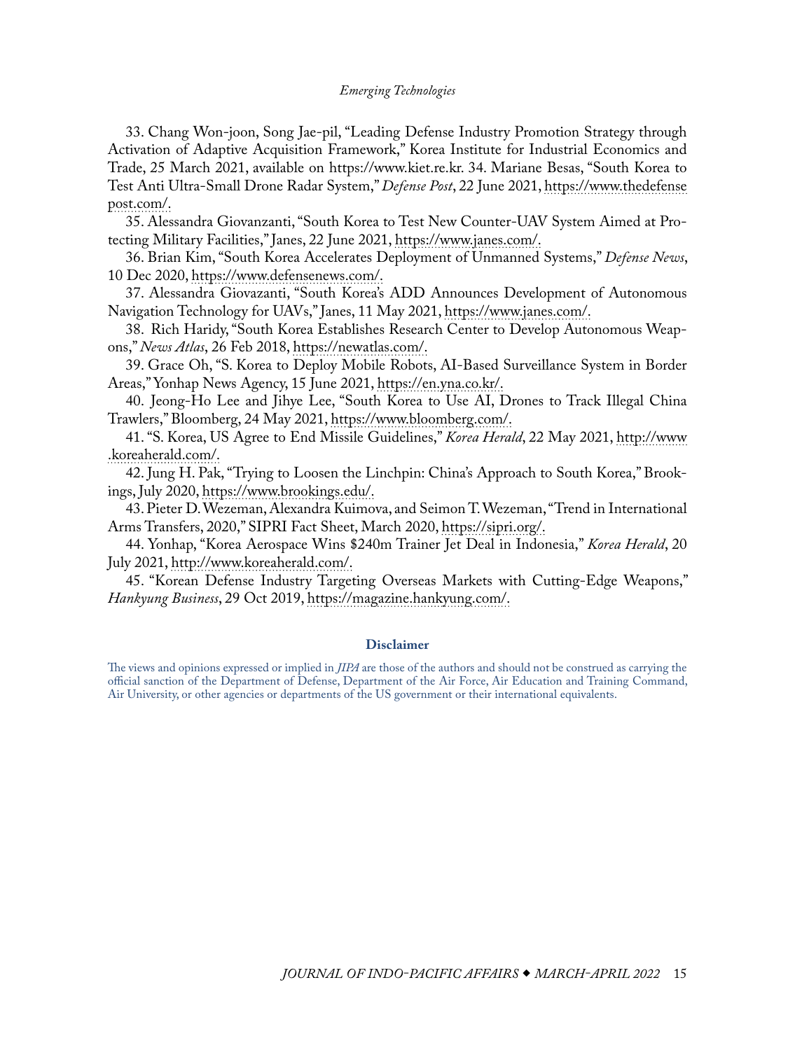33. Chang Won-joon, Song Jae-pil, "Leading Defense Industry Promotion Strategy through Activation of Adaptive Acquisition Framework," Korea Institute for Industrial Economics and Trade, 25 March 2021, available on https://www.kiet.re.kr. 34. Mariane Besas, "South Korea to Test Anti Ultra-Small Drone Radar System," *Defense Post*, 22 June 2021, https://www.thedefensepost.com/.

35. Alessandra Giovanzanti, "South Korea to Test New Counter-UAV System Aimed at Protecting Military Facilities," Janes, 22 June 2021, https://www.janes.com/.

36. Brian Kim, "South Korea Accelerates Deployment of Unmanned Systems," *Defense News*, 10 Dec 2020, https://www.defensenews.com/.

37. Alessandra Giovazanti, "South Korea's ADD Announces Development of Autonomous Navigation Technology for UAVs," Janes, 11 May 2021, https://www.janes.com/.

38. Rich Haridy, "South Korea Establishes Research Center to Develop Autonomous Weapons," *News Atlas*, 26 Feb 2018, https://newatlas.com/.

39. Grace Oh, "S. Korea to Deploy Mobile Robots, AI-Based Surveillance System in Border Areas," Yonhap News Agency, 15 June 2021, https://en.yna.co.kr/.

40. Jeong-Ho Lee and Jihye Lee, "South Korea to Use AI, Drones to Track Illegal China Trawlers," Bloomberg, 24 May 2021, https://www.bloomberg.com/.

41. "S. Korea, US Agree to End Missile Guidelines," *Korea Herald*, 22 May 2021, http://www.koreaherald.com/.

42. Jung H. Pak, "Trying to Loosen the Linchpin: China's Approach to South Korea," Brookings, July 2020, https://www.brookings.edu/.

43. Pieter D. Wezeman, Alexandra Kuimova, and Seimon T. Wezeman, "Trend in International Arms Transfers, 2020," SIPRI Fact Sheet, March 2020, https://sipri.org/.

44. Yonhap, "Korea Aerospace Wins $240m Trainer Jet Deal in Indonesia," *Korea Herald*, 20 July 2021, http://www.koreaherald.com/.

45. "Korean Defense Industry Targeting Overseas Markets with Cutting-Edge Weapons," *Hankyung Business*, 29 Oct 2019, https://magazine.hankyung.com/.

**Disclaimer**

The views and opinions expressed or implied in *JIPA* are those of the authors and should not be construed as carrying the official sanction of the Department of Defense, Department of the Air Force, Air Education and Training Command, Air University, or other agencies or departments of the US government or their international equivalents.